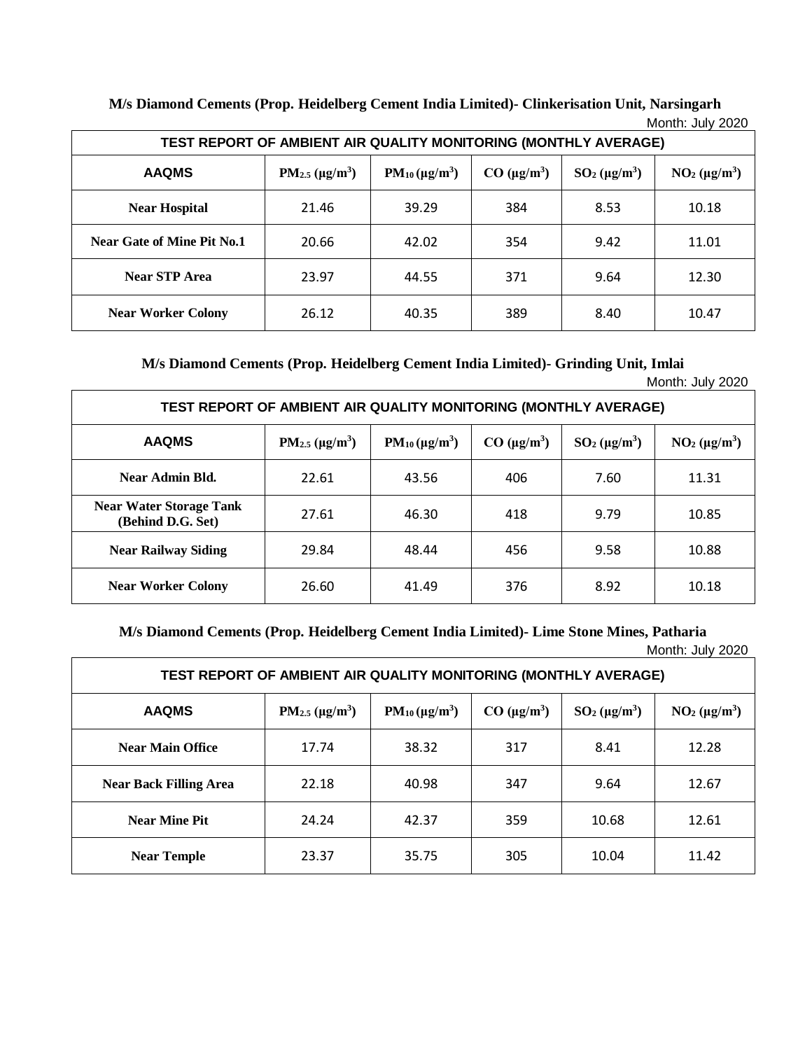**M/s Diamond Cements (Prop. Heidelberg Cement India Limited)- Clinkerisation Unit, Narsingarh**

Month: July 2020

| TEST REPORT OF AMBIENT AIR QUALITY MONITORING (MONTHLY AVERAGE) | | | | | |
|---|---|---|---|---|---|
| **AAQMS** | $PM_{2.5}$ (µg/m$^3$) | $PM_{10}$ (µg/m$^3$) | CO (µg/m$^3$) | $SO_2$ (µg/m$^3$) | $NO_2$ (µg/m$^3$) |
| **Near Hospital** | 21.46 | 39.29 | 384 | 8.53 | 10.18 |
| **Near Gate of Mine Pit No.1** | 20.66 | 42.02 | 354 | 9.42 | 11.01 |
| **Near STP Area** | 23.97 | 44.55 | 371 | 9.64 | 12.30 |
| **Near Worker Colony** | 26.12 | 40.35 | 389 | 8.40 | 10.47 |

**M/s Diamond Cements (Prop. Heidelberg Cement India Limited)- Grinding Unit, Imlai**

Month: July 2020

| TEST REPORT OF AMBIENT AIR QUALITY MONITORING (MONTHLY AVERAGE) | | | | | |
|---|---|---|---|---|---|
| **AAQMS** | $PM_{2.5}$ (µg/m$^3$) | $PM_{10}$ (µg/m$^3$) | CO (µg/m$^3$) | $SO_2$ (µg/m$^3$) | $NO_2$ (µg/m$^3$) |
| **Near Admin Bld.** | 22.61 | 43.56 | 406 | 7.60 | 11.31 |
| **Near Water Storage Tank (Behind D.G. Set)** | 27.61 | 46.30 | 418 | 9.79 | 10.85 |
| **Near Railway Siding** | 29.84 | 48.44 | 456 | 9.58 | 10.88 |
| **Near Worker Colony** | 26.60 | 41.49 | 376 | 8.92 | 10.18 |

**M/s Diamond Cements (Prop. Heidelberg Cement India Limited)- Lime Stone Mines, Patharia**

Month: July 2020

| TEST REPORT OF AMBIENT AIR QUALITY MONITORING (MONTHLY AVERAGE) | | | | | |
|---|---|---|---|---|---|
| **AAQMS** | $PM_{2.5}$ (µg/m$^3$) | $PM_{10}$ (µg/m$^3$) | CO (µg/m$^3$) | $SO_2$ (µg/m$^3$) | $NO_2$ (µg/m$^3$) |
| **Near Main Office** | 17.74 | 38.32 | 317 | 8.41 | 12.28 |
| **Near Back Filling Area** | 22.18 | 40.98 | 347 | 9.64 | 12.67 |
| **Near Mine Pit** | 24.24 | 42.37 | 359 | 10.68 | 12.61 |
| **Near Temple** | 23.37 | 35.75 | 305 | 10.04 | 11.42 |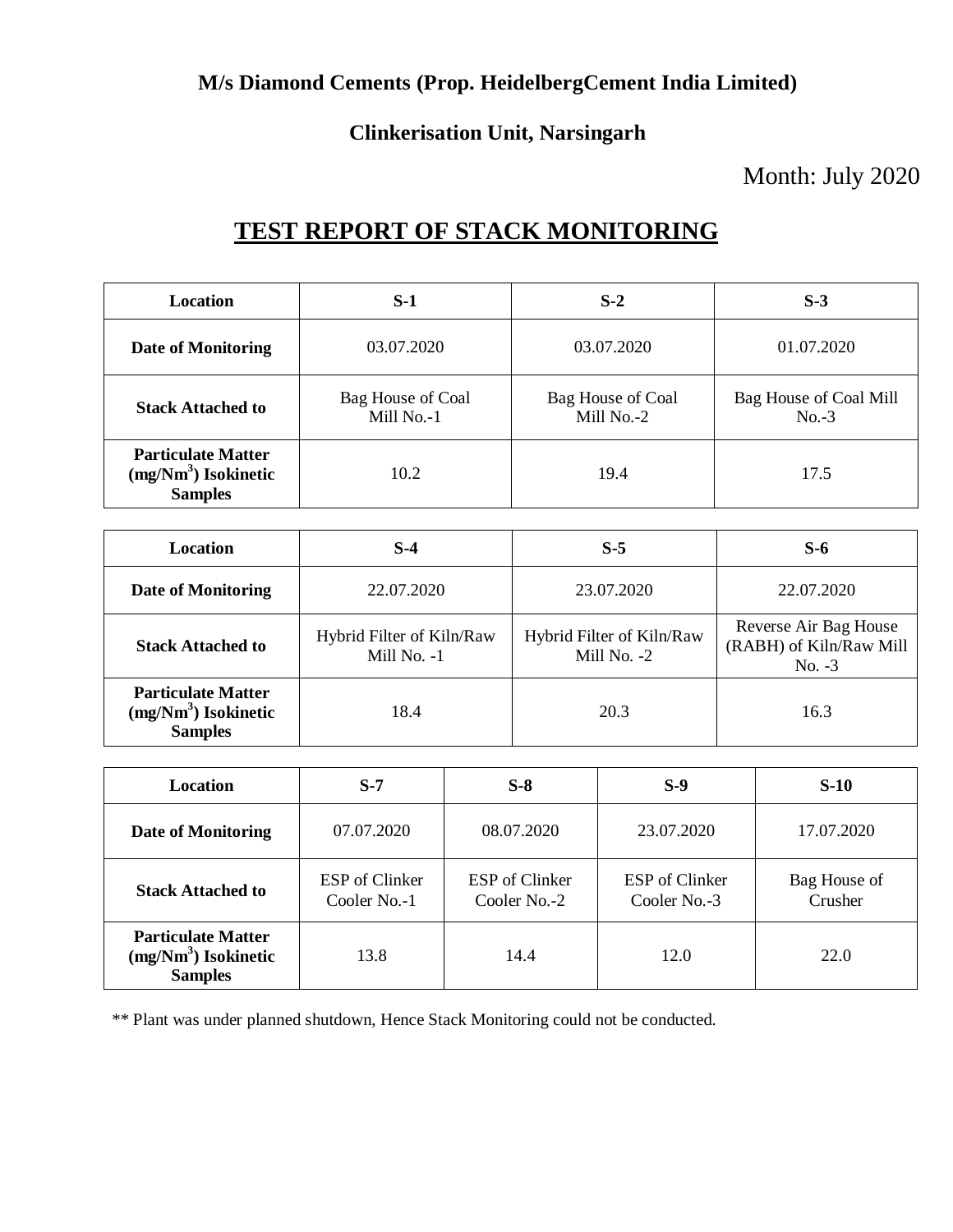**M/s Diamond Cements (Prop. HeidelbergCement India Limited)**

**Clinkerisation Unit, Narsingarh**

Month: July 2020

# TEST REPORT OF STACK MONITORING

| Location | S-1 | S-2 | S-3 |
|---|---|---|---|
| **Date of Monitoring** | 03.07.2020 | 03.07.2020 | 01.07.2020 |
| **Stack Attached to** | Bag House of Coal Mill No.-1 | Bag House of Coal Mill No.-2 | Bag House of Coal Mill No.-3 |
| **Particulate Matter ($mg/Nm^3$) Isokinetic Samples** | 10.2 | 19.4 | 17.5 |

| Location | S-4 | S-5 | S-6 |
|---|---|---|---|
| **Date of Monitoring** | 22.07.2020 | 23.07.2020 | 22.07.2020 |
| **Stack Attached to** | Hybrid Filter of Kiln/Raw Mill No. -1 | Hybrid Filter of Kiln/Raw Mill No. -2 | Reverse Air Bag House (RABH) of Kiln/Raw Mill No. -3 |
| **Particulate Matter ($mg/Nm^3$) Isokinetic Samples** | 18.4 | 20.3 | 16.3 |

| Location | S-7 | S-8 | S-9 | S-10 |
|---|---|---|---|---|
| **Date of Monitoring** | 07.07.2020 | 08.07.2020 | 23.07.2020 | 17.07.2020 |
| **Stack Attached to** | ESP of Clinker Cooler No.-1 | ESP of Clinker Cooler No.-2 | ESP of Clinker Cooler No.-3 | Bag House of Crusher |
| **Particulate Matter ($mg/Nm^3$) Isokinetic Samples** | 13.8 | 14.4 | 12.0 | 22.0 |

** Plant was under planned shutdown, Hence Stack Monitoring could not be conducted.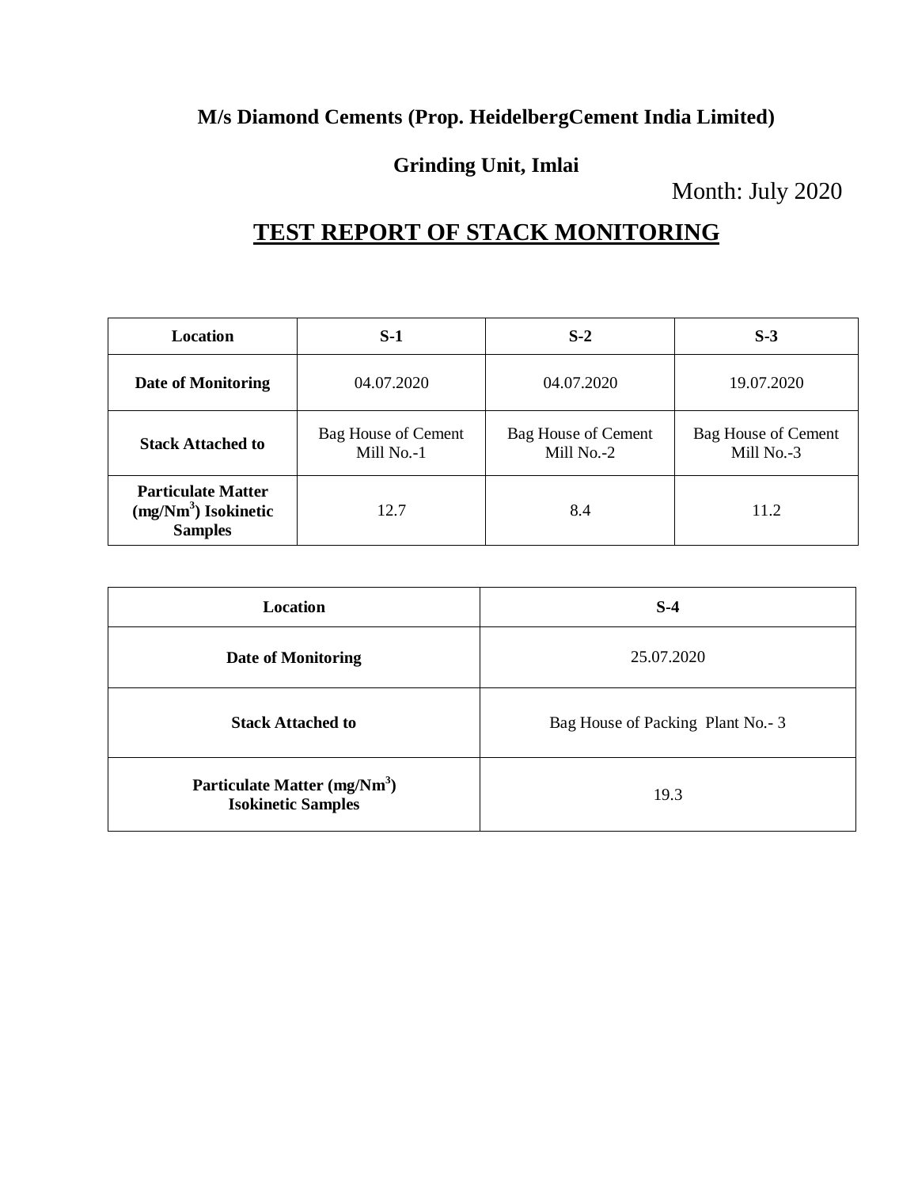**M/s Diamond Cements (Prop. HeidelbergCement India Limited)**

**Grinding Unit, Imlai**

Month: July 2020

# TEST REPORT OF STACK MONITORING

| Location | S-1 | S-2 | S-3 |
|---|---|---|---|
| Date of Monitoring | 04.07.2020 | 04.07.2020 | 19.07.2020 |
| Stack Attached to | Bag House of Cement Mill No.-1 | Bag House of Cement Mill No.-2 | Bag House of Cement Mill No.-3 |
| Particulate Matter (mg/Nm$^3$) Isokinetic Samples | 12.7 | 8.4 | 11.2 |

| Location | S-4 |
|---|---|
| Date of Monitoring | 25.07.2020 |
| Stack Attached to | Bag House of Packing Plant No.- 3 |
| Particulate Matter (mg/Nm$^3$) Isokinetic Samples | 19.3 |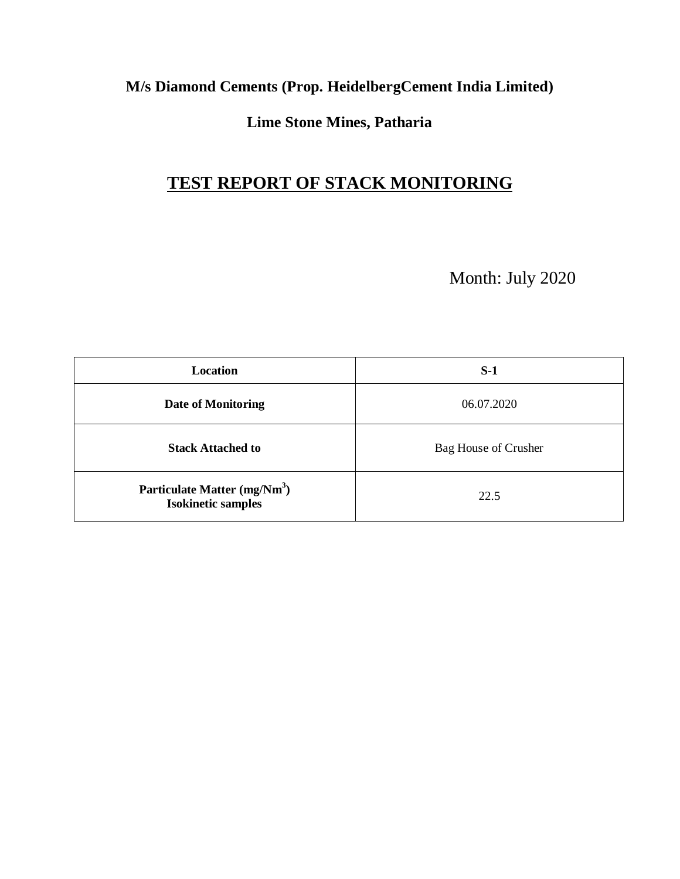**M/s Diamond Cements (Prop. HeidelbergCement India Limited)**

**Lime Stone Mines, Patharia**

# TEST REPORT OF STACK MONITORING

Month: July 2020

| **Location** | **S-1** |
|---|---|
| **Date of Monitoring** | 06.07.2020 |
| **Stack Attached to** | Bag House of Crusher |
| **Particulate Matter (mg/Nm$^3$) Isokinetic samples** | 22.5 |